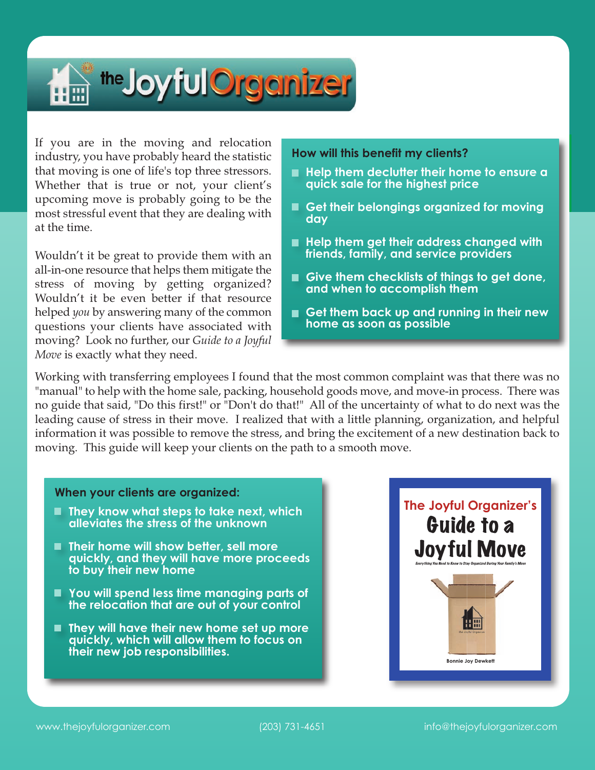# the Joyful Organizer

If you are in the moving and relocation industry, you have probably heard the statistic that moving is one of life's top three stressors. Whether that is true or not, your client's upcoming move is probably going to be the most stressful event that they are dealing with at the time.

Wouldn't it be great to provide them with an all-in-one resource that helps them mitigate the stress of moving by getting organized? Wouldn't it be even better if that resource helped *you* by answering many of the common questions your clients have associated with moving? Look no further, our *Guide to a Joyful Move* is exactly what they need.

**How will this benefit my clients?**

- **Help them declutter their home to ensure a quick sale for the highest price**
- **Get their belongings organized for moving day**
- **Help them get their address changed with friends, family, and service providers**
- **Give them checklists of things to get done, and when to accomplish them**
- **Get them back up and running in their new home as soon as possible**

Working with transferring employees I found that the most common complaint was that there was no "manual" to help with the home sale, packing, household goods move, and move-in process. There was no guide that said, "Do this first!" or "Don't do that!" All of the uncertainty of what to do next was the leading cause of stress in their move. I realized that with a little planning, organization, and helpful information it was possible to remove the stress, and bring the excitement of a new destination back to moving. This guide will keep your clients on the path to a smooth move.

**When your clients are organized:**

- **They know what steps to take next, which alleviates the stress of the unknown**
- **Their home will show better, sell more quickly, and they will have more proceeds to buy their new home**
- **You will spend less time managing parts of the relocation that are out of your control**
- **They will have their new home set up more quickly, which will allow them to focus on their new job responsibilities.**

The Joyful Organizer's
**Guide to a Joyful Move**
Everything You Need to Know to Stay Organized During Your Family's Move
Bonnie Joy Dewkett

www.thejoyfulorganizer.com (203) 731-4651 info@thejoyfulorganizer.com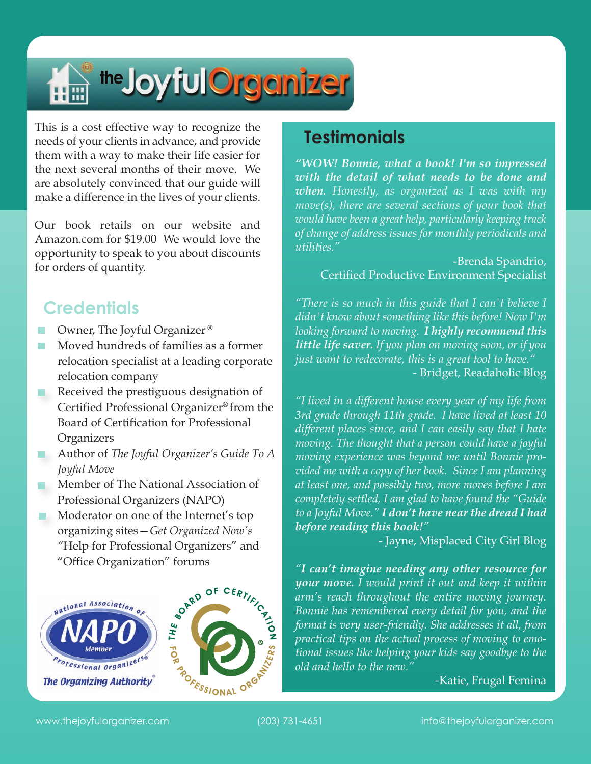# the Joyful Organizer

This is a cost effective way to recognize the needs of your clients in advance, and provide them with a way to make their life easier for the next several months of their move. We are absolutely convinced that our guide will make a difference in the lives of your clients.

Our book retails on our website and Amazon.com for $19.00 We would love the opportunity to speak to you about discounts for orders of quantity.

## Credentials

- Owner, The Joyful Organizer®
- Moved hundreds of families as a former relocation specialist at a leading corporate relocation company
- Received the prestiguous designation of Certified Professional Organizer® from the Board of Certification for Professional Organizers
- Author of *The Joyful Organizer's Guide To A Joyful Move*
- Member of The National Association of Professional Organizers (NAPO)
- Moderator on one of the Internet's top organizing sites—*Get Organized Now's* "Help for Professional Organizers" and "Office Organization" forums

National Association of Professional Organizers NAPO Member
The Organizing Authority®

The Board of Certification for Professional Organizers®

## Testimonials

*"**WOW! Bonnie, what a book! I'm so impressed with the detail of what needs to be done and when.** Honestly, as organized as I was with my move(s), there are several sections of your book that would have been a great help, particularly keeping track of change of address issues for monthly periodicals and utilities."*

-Brenda Spandrio,
Certified Productive Environment Specialist

*"There is so much in this guide that I can't believe I didn't know about something like this before! Now I'm looking forward to moving. **I highly recommend this little life saver.** If you plan on moving soon, or if you just want to redecorate, this is a great tool to have."*

- Bridget, Readaholic Blog

*"I lived in a different house every year of my life from 3rd grade through 11th grade. I have lived at least 10 different places since, and I can easily say that I hate moving. The thought that a person could have a joyful moving experience was beyond me until Bonnie provided me with a copy of her book. Since I am planning at least one, and possibly two, more moves before I am completely settled, I am glad to have found the "Guide to a Joyful Move." **I don't have near the dread I had before reading this book!**"*

- Jayne, Misplaced City Girl Blog

*"**I can't imagine needing any other resource for your move.** I would print it out and keep it within arm's reach throughout the entire moving journey. Bonnie has remembered every detail for you, and the format is very user-friendly. She addresses it all, from practical tips on the actual process of moving to emotional issues like helping your kids say goodbye to the old and hello to the new."*

-Katie, Frugal Femina

www.thejoyfulorganizer.com (203) 731-4651 info@thejoyfulorganizer.com